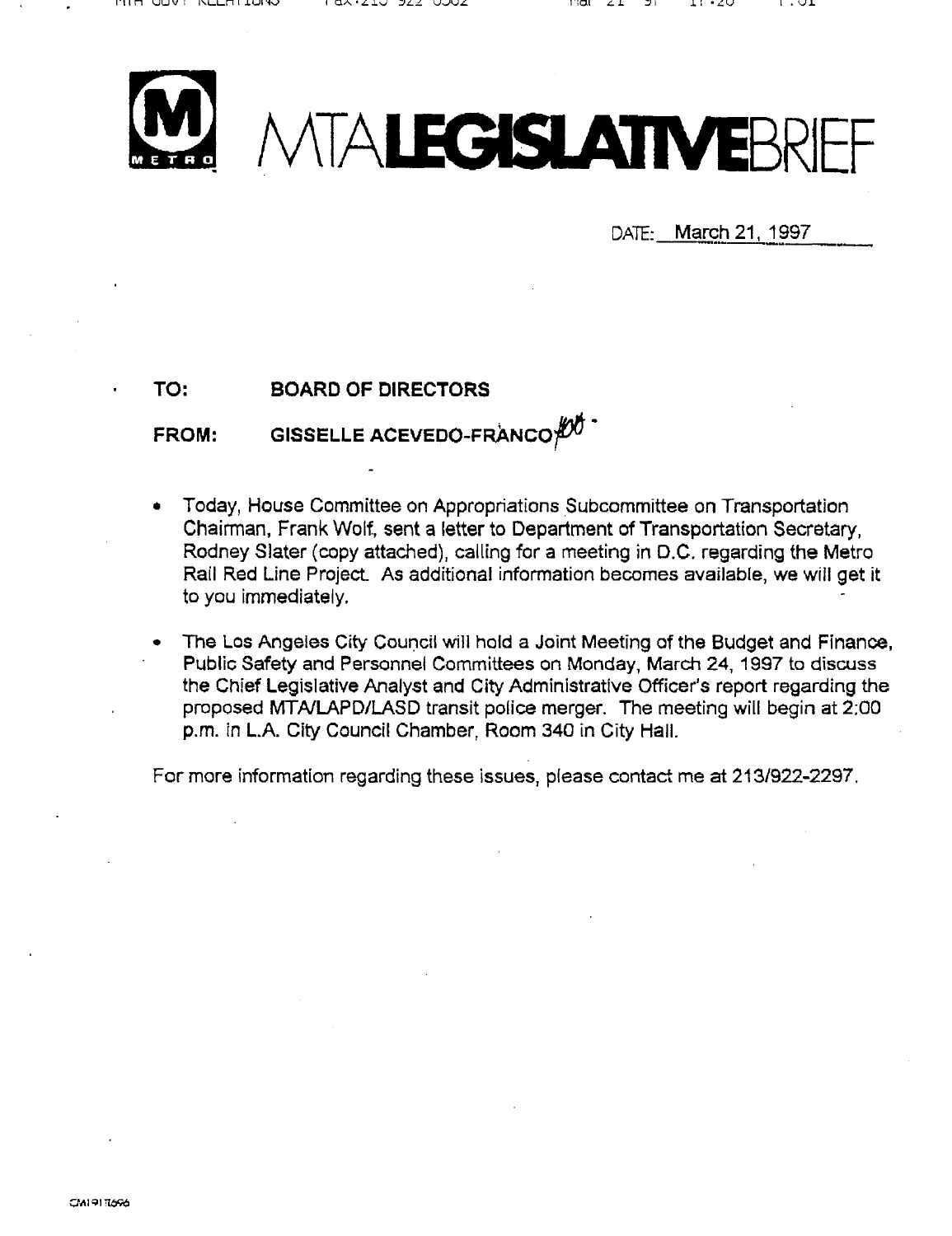# MTA LEGISLATIVE BRIEF

DATE: March 21, 1997

**TO:** **BOARD OF DIRECTORS**

**FROM:** **GISSELLE ACEVEDO-FRANCO**

- Today, House Committee on Appropriations Subcommittee on Transportation Chairman, Frank Wolf, sent a letter to Department of Transportation Secretary, Rodney Slater (copy attached), calling for a meeting in D.C. regarding the Metro Rail Red Line Project. As additional information becomes available, we will get it to you immediately.

- The Los Angeles City Council will hold a Joint Meeting of the Budget and Finance, Public Safety and Personnel Committees on Monday, March 24, 1997 to discuss the Chief Legislative Analyst and City Administrative Officer's report regarding the proposed MTA/LAPD/LASD transit police merger. The meeting will begin at 2:00 p.m. in L.A. City Council Chamber, Room 340 in City Hall.

For more information regarding these issues, please contact me at 213/922-2297.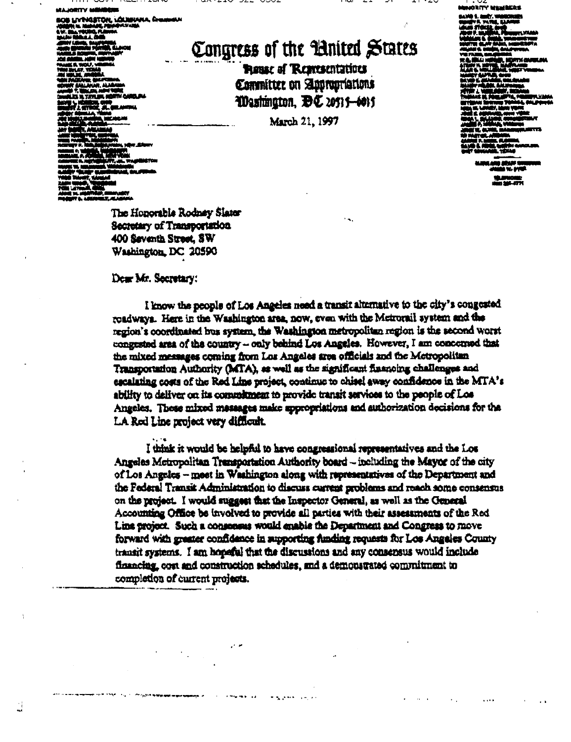MAJORITY MEMBERS

BOB LIVINGSTON, LOUISIANA, Chairman

# Congress of the United States

**House of Representatives**
**Committee on Appropriations**
**Washington, DC 20515–6015**

March 21, 1997

MINORITY MEMBERS

The Honorable Rodney Slater
Secretary of Transportation
400 Seventh Street, SW
Washington, DC 20590

Dear Mr. Secretary:

I know the people of Los Angeles need a transit alternative to the city's congested roadways. Here in the Washington area, now, even with the Metrorail system and the region's coordinated bus system, the Washington metropolitan region is the second worst congested area of the country – only behind Los Angeles. However, I am concerned that the mixed messages coming from Los Angeles area officials and the Metropolitan Transportation Authority (MTA), as well as the significant financing challenges and escalating costs of the Red Line project, continue to chisel away confidence in the MTA's ability to deliver on its commitment to provide transit services to the people of Los Angeles. These mixed messages make appropriations and authorization decisions for the LA Red Line project very difficult.

I think it would be helpful to have congressional representatives and the Los Angeles Metropolitan Transportation Authority board – including the Mayor of the city of Los Angeles – meet in Washington along with representatives of the Department and the Federal Transit Administration to discuss current problems and reach some consensus on the project. I would suggest that the Inspector General, as well as the General Accounting Office be involved to provide all parties with their assessments of the Red Line project. Such a consensus would enable the Department and Congress to move forward with greater confidence in supporting funding requests for Los Angeles County transit systems. I am hopeful that the discussions and any consensus would include financing, cost and construction schedules, and a demonstrated commitment to completion of current projects.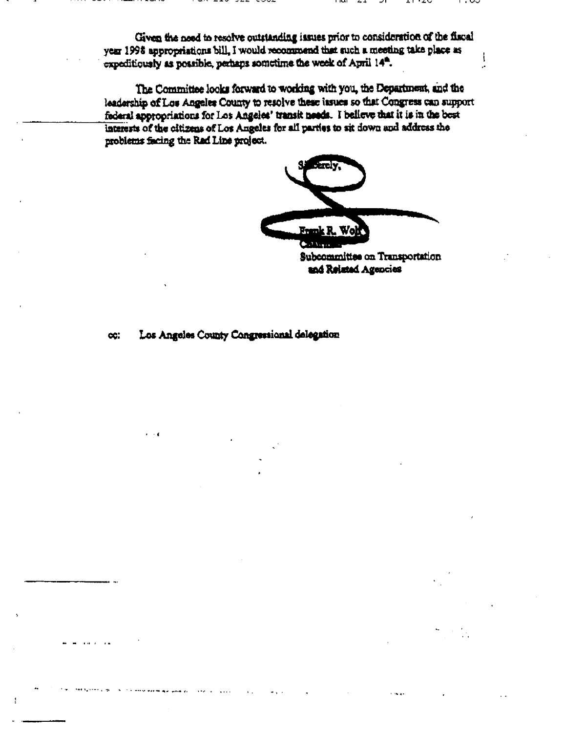Given the need to resolve outstanding issues prior to consideration of the fiscal year 1998 appropriations bill, I would recommend that such a meeting take place as expeditiously as possible, perhaps sometime the week of April 14th.

The Committee looks forward to working with you, the Department, and the leadership of Los Angeles County to resolve these issues so that Congress can support federal appropriations for Los Angeles' transit needs. I believe that it is in the best interests of the citizens of Los Angeles for all parties to sit down and address the problems facing the Red Line project.

Sincerely,

Frank R. Wolf
Chairman
Subcommittee on Transportation
and Related Agencies

cc: Los Angeles County Congressional delegation